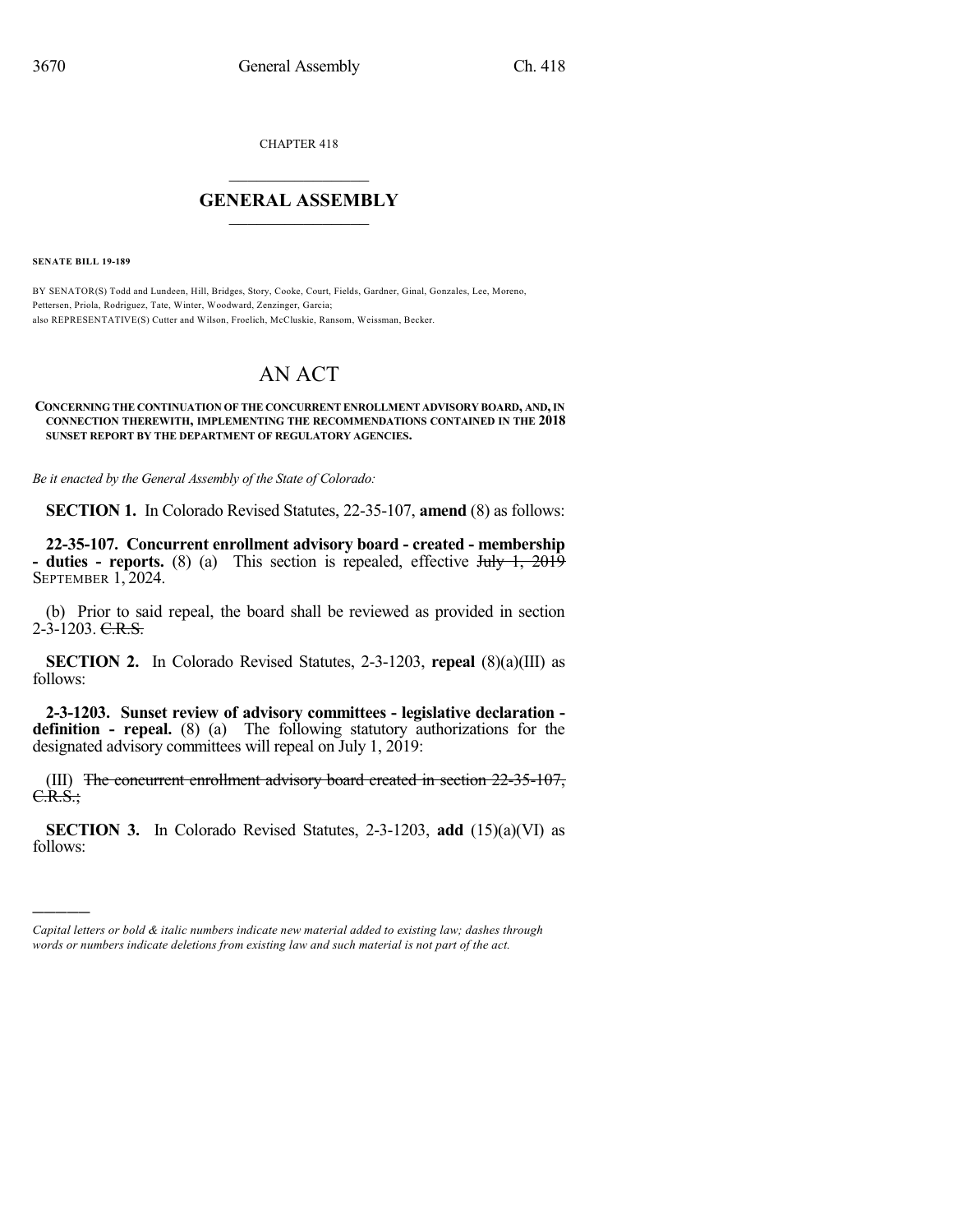CHAPTER 418

## GENERAL ASSEMBLY

**SENATE BILL 19-189**

BY SENATOR(S) Todd and Lundeen, Hill, Bridges, Story, Cooke, Court, Fields, Gardner, Ginal, Gonzales, Lee, Moreno, Pettersen, Priola, Rodriguez, Tate, Winter, Woodward, Zenzinger, Garcia;
also REPRESENTATIVE(S) Cutter and Wilson, Froelich, McCluskie, Ransom, Weissman, Becker.

# AN ACT

**CONCERNING THE CONTINUATION OF THE CONCURRENT ENROLLMENT ADVISORY BOARD, AND, IN CONNECTION THEREWITH, IMPLEMENTING THE RECOMMENDATIONS CONTAINED IN THE 2018 SUNSET REPORT BY THE DEPARTMENT OF REGULATORY AGENCIES.**

*Be it enacted by the General Assembly of the State of Colorado:*

**SECTION 1.** In Colorado Revised Statutes, 22-35-107, **amend** (8) as follows:

**22-35-107. Concurrent enrollment advisory board - created - membership - duties - reports.** (8) (a) This section is repealed, effective ~~July 1, 2019~~ SEPTEMBER 1, 2024.

(b) Prior to said repeal, the board shall be reviewed as provided in section 2-3-1203. ~~C.R.S.~~

**SECTION 2.** In Colorado Revised Statutes, 2-3-1203, **repeal** (8)(a)(III) as follows:

**2-3-1203. Sunset review of advisory committees - legislative declaration - definition - repeal.** (8) (a) The following statutory authorizations for the designated advisory committees will repeal on July 1, 2019:

(III) ~~The concurrent enrollment advisory board created in section 22-35-107, C.R.S.;~~

**SECTION 3.** In Colorado Revised Statutes, 2-3-1203, **add** (15)(a)(VI) as follows:

---

*Capital letters or bold & italic numbers indicate new material added to existing law; dashes through words or numbers indicate deletions from existing law and such material is not part of the act.*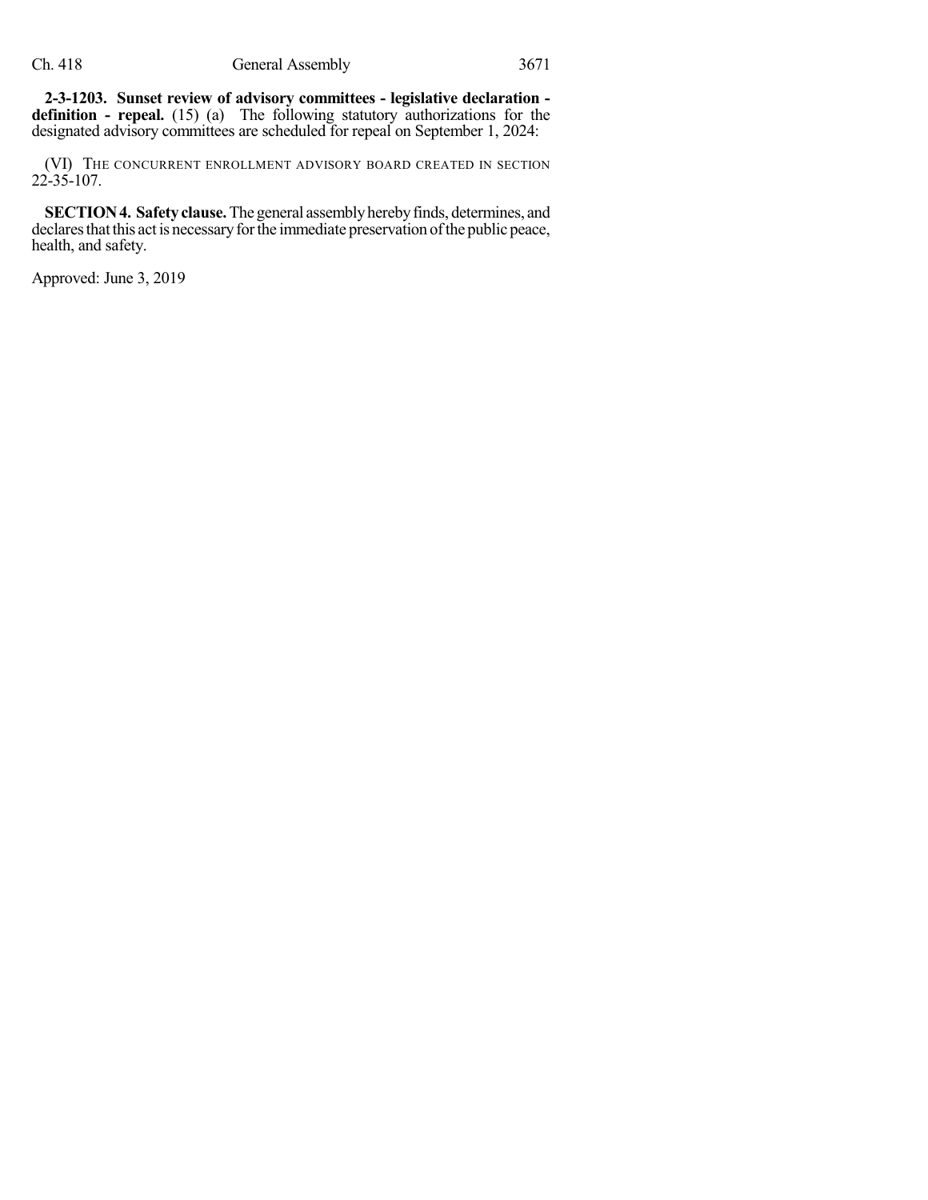**2-3-1203. Sunset review of advisory committees - legislative declaration - definition - repeal.** (15) (a) The following statutory authorizations for the designated advisory committees are scheduled for repeal on September 1, 2024:

(VI) THE CONCURRENT ENROLLMENT ADVISORY BOARD CREATED IN SECTION 22-35-107.

**SECTION 4. Safety clause.** The general assembly hereby finds, determines, and declares that this act is necessary for the immediate preservation of the public peace, health, and safety.

Approved: June 3, 2019